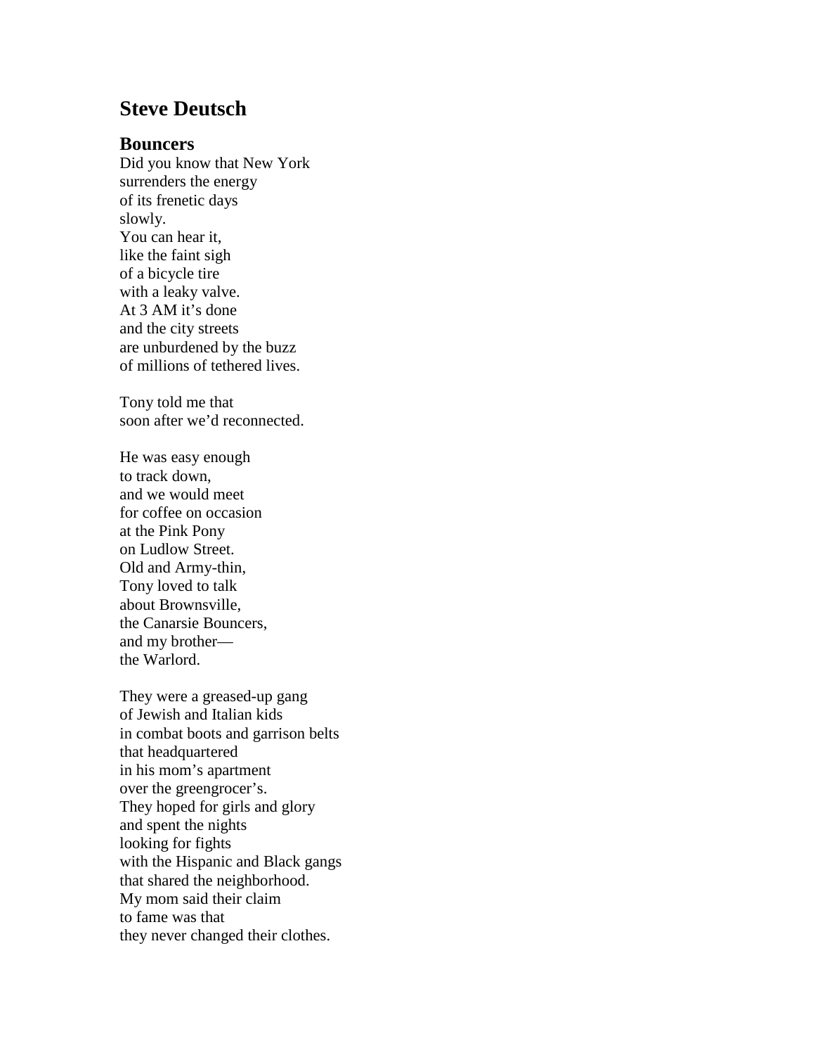## Steve Deutsch

### Bouncers

Did you know that New York  
surrenders the energy  
of its frenetic days  
slowly.  
You can hear it,  
like the faint sigh  
of a bicycle tire  
with a leaky valve.  
At 3 AM it's done  
and the city streets  
are unburdened by the buzz  
of millions of tethered lives.

Tony told me that  
soon after we'd reconnected.

He was easy enough  
to track down,  
and we would meet  
for coffee on occasion  
at the Pink Pony  
on Ludlow Street.  
Old and Army-thin,  
Tony loved to talk  
about Brownsville,  
the Canarsie Bouncers,  
and my brother—  
the Warlord.

They were a greased-up gang  
of Jewish and Italian kids  
in combat boots and garrison belts  
that headquartered  
in his mom's apartment  
over the greengrocer's.  
They hoped for girls and glory  
and spent the nights  
looking for fights  
with the Hispanic and Black gangs  
that shared the neighborhood.  
My mom said their claim  
to fame was that  
they never changed their clothes.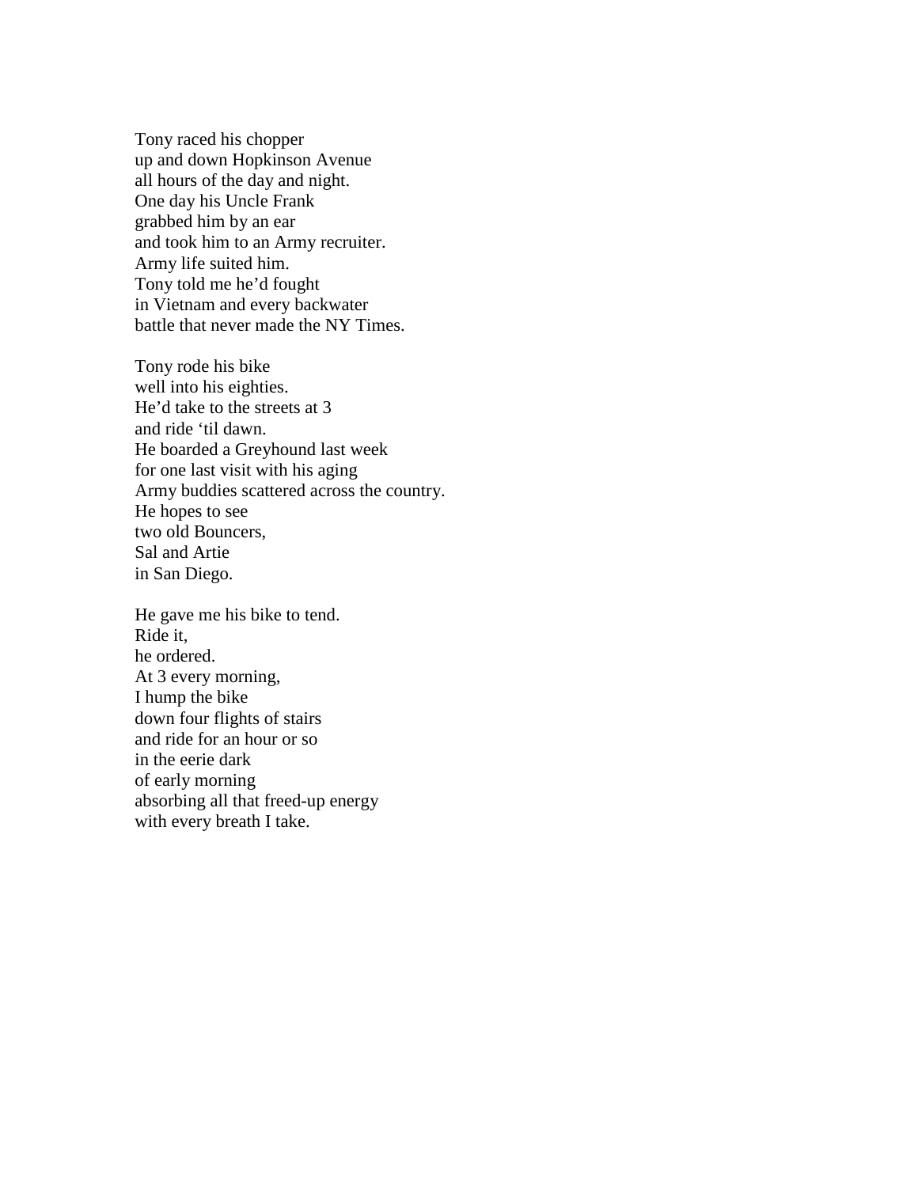Tony raced his chopper
up and down Hopkinson Avenue
all hours of the day and night.
One day his Uncle Frank
grabbed him by an ear
and took him to an Army recruiter.
Army life suited him.
Tony told me he'd fought
in Vietnam and every backwater
battle that never made the NY Times.

Tony rode his bike
well into his eighties.
He'd take to the streets at 3
and ride 'til dawn.
He boarded a Greyhound last week
for one last visit with his aging
Army buddies scattered across the country.
He hopes to see
two old Bouncers,
Sal and Artie
in San Diego.

He gave me his bike to tend.
Ride it,
he ordered.
At 3 every morning,
I hump the bike
down four flights of stairs
and ride for an hour or so
in the eerie dark
of early morning
absorbing all that freed-up energy
with every breath I take.